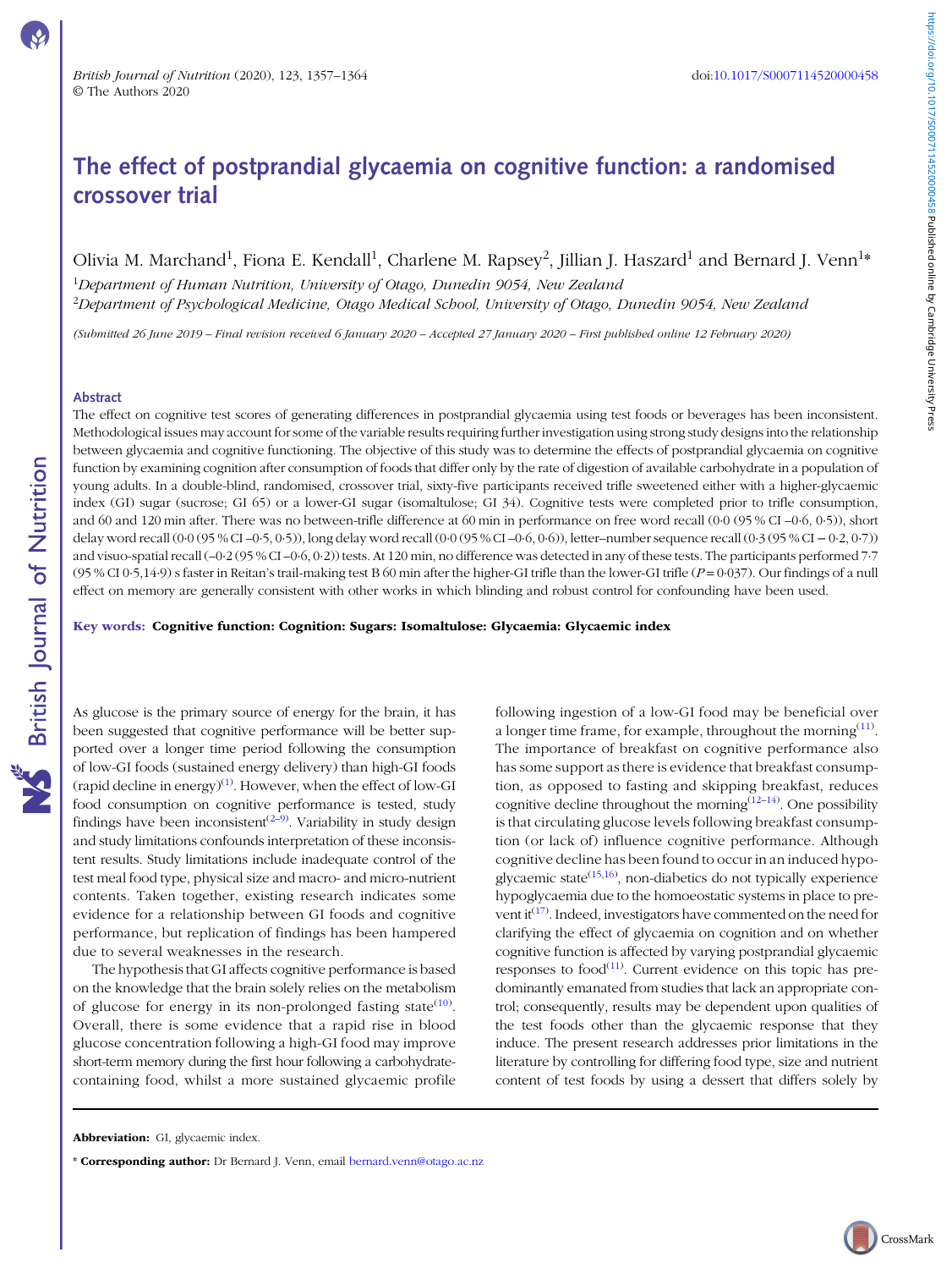# The effect of postprandial glycaemia on cognitive function: a randomised crossover trial

Olivia M. Marchand[1], Fiona E. Kendall[1], Charlene M. Rapsey[2], Jillian J. Haszard[1] and Bernard J. Venn[1]*

[1]*Department of Human Nutrition, University of Otago, Dunedin 9054, New Zealand*

[2]*Department of Psychological Medicine, Otago Medical School, University of Otago, Dunedin 9054, New Zealand*

*(Submitted 26 June 2019 – Final revision received 6 January 2020 – Accepted 27 January 2020 – First published online 12 February 2020)*

## Abstract

The effect on cognitive test scores of generating differences in postprandial glycaemia using test foods or beverages has been inconsistent. Methodological issues may account for some of the variable results requiring further investigation using strong study designs into the relationship between glycaemia and cognitive functioning. The objective of this study was to determine the effects of postprandial glycaemia on cognitive function by examining cognition after consumption of foods that differ only by the rate of digestion of available carbohydrate in a population of young adults. In a double-blind, randomised, crossover trial, sixty-five participants received trifle sweetened either with a higher-glycaemic index (GI) sugar (sucrose; GI 65) or a lower-GI sugar (isomaltulose; GI 34). Cognitive tests were completed prior to trifle consumption, and 60 and 120 min after. There was no between-trifle difference at 60 min in performance on free word recall (0·0 (95 % CI –0·6, 0·5)), short delay word recall (0·0 (95 % CI –0·5, 0·5)), long delay word recall (0·0 (95 % CI –0·6, 0·6)), letter–number sequence recall (0·3 (95 % CI − 0·2, 0·7)) and visuo-spatial recall (–0·2 (95 % CI –0·6, 0·2)) tests. At 120 min, no difference was detected in any of these tests. The participants performed 7·7 (95 % CI 0·5,14·9) s faster in Reitan's trail-making test B 60 min after the higher-GI trifle than the lower-GI trifle ($P = 0·037$). Our findings of a null effect on memory are generally consistent with other works in which blinding and robust control for confounding have been used.

**Key words: Cognitive function: Cognition: Sugars: Isomaltulose: Glycaemia: Glycaemic index**

As glucose is the primary source of energy for the brain, it has been suggested that cognitive performance will be better supported over a longer time period following the consumption of low-GI foods (sustained energy delivery) than high-GI foods (rapid decline in energy)[1]. However, when the effect of low-GI food consumption on cognitive performance is tested, study findings have been inconsistent[2–9]. Variability in study design and study limitations confounds interpretation of these inconsistent results. Study limitations include inadequate control of the test meal food type, physical size and macro- and micro-nutrient contents. Taken together, existing research indicates some evidence for a relationship between GI foods and cognitive performance, but replication of findings has been hampered due to several weaknesses in the research.

The hypothesis that GI affects cognitive performance is based on the knowledge that the brain solely relies on the metabolism of glucose for energy in its non-prolonged fasting state[10]. Overall, there is some evidence that a rapid rise in blood glucose concentration following a high-GI food may improve short-term memory during the first hour following a carbohydrate-containing food, whilst a more sustained glycaemic profile following ingestion of a low-GI food may be beneficial over a longer time frame, for example, throughout the morning[11]. The importance of breakfast on cognitive performance also has some support as there is evidence that breakfast consumption, as opposed to fasting and skipping breakfast, reduces cognitive decline throughout the morning[12–14]. One possibility is that circulating glucose levels following breakfast consumption (or lack of) influence cognitive performance. Although cognitive decline has been found to occur in an induced hypoglycaemic state[15,16], non-diabetics do not typically experience hypoglycaemia due to the homoeostatic systems in place to prevent it[17]. Indeed, investigators have commented on the need for clarifying the effect of glycaemia on cognition and on whether cognitive function is affected by varying postprandial glycaemic responses to food[11]. Current evidence on this topic has predominantly emanated from studies that lack an appropriate control; consequently, results may be dependent upon qualities of the test foods other than the glycaemic response that they induce. The present research addresses prior limitations in the literature by controlling for differing food type, size and nutrient content of test foods by using a dessert that differs solely by

---

**Abbreviation:** GI, glycaemic index.

\* **Corresponding author:** Dr Bernard J. Venn, email bernard.venn@otago.ac.nz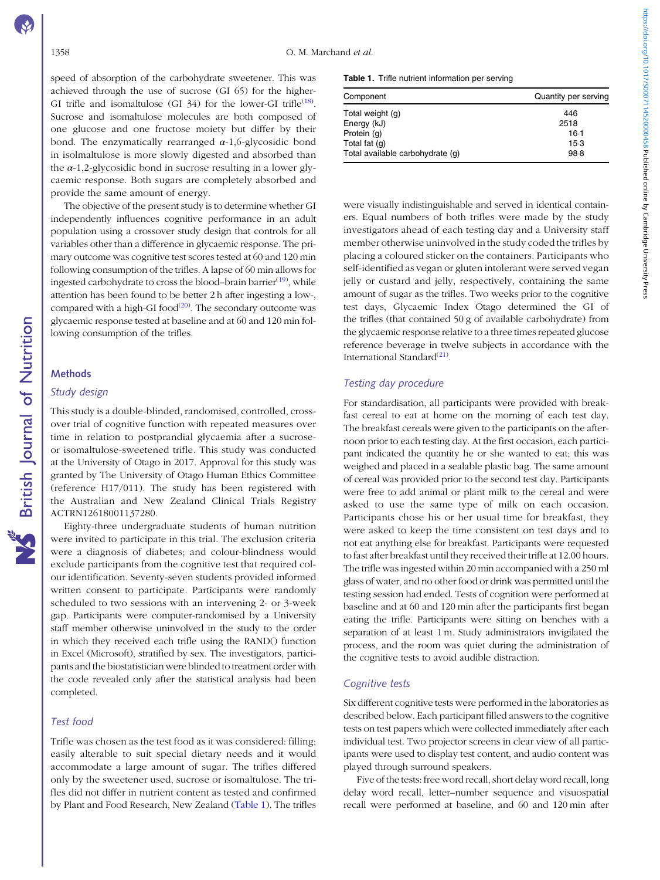speed of absorption of the carbohydrate sweetener. This was achieved through the use of sucrose (GI 65) for the higher-GI trifle and isomaltulose (GI 34) for the lower-GI trifle[18]. Sucrose and isomaltulose molecules are both composed of one glucose and one fructose moiety but differ by their bond. The enzymatically rearranged $\alpha$-1,6-glycosidic bond in isolmaltulose is more slowly digested and absorbed than the $\alpha$-1,2-glycosidic bond in sucrose resulting in a lower glycaemic response. Both sugars are completely absorbed and provide the same amount of energy.

The objective of the present study is to determine whether GI independently influences cognitive performance in an adult population using a crossover study design that controls for all variables other than a difference in glycaemic response. The primary outcome was cognitive test scores tested at 60 and 120 min following consumption of the trifles. A lapse of 60 min allows for ingested carbohydrate to cross the blood–brain barrier[19], while attention has been found to be better 2 h after ingesting a low-, compared with a high-GI food[20]. The secondary outcome was glycaemic response tested at baseline and at 60 and 120 min following consumption of the trifles.

## Methods

### Study design

This study is a double-blinded, randomised, controlled, crossover trial of cognitive function with repeated measures over time in relation to postprandial glycaemia after a sucrose- or isomaltulose-sweetened trifle. This study was conducted at the University of Otago in 2017. Approval for this study was granted by The University of Otago Human Ethics Committee (reference H17/011). The study has been registered with the Australian and New Zealand Clinical Trials Registry ACTRN12618001137280.

Eighty-three undergraduate students of human nutrition were invited to participate in this trial. The exclusion criteria were a diagnosis of diabetes; and colour-blindness would exclude participants from the cognitive test that required colour identification. Seventy-seven students provided informed written consent to participate. Participants were randomly scheduled to two sessions with an intervening 2- or 3-week gap. Participants were computer-randomised by a University staff member otherwise uninvolved in the study to the order in which they received each trifle using the RAND() function in Excel (Microsoft), stratified by sex. The investigators, participants and the biostatistician were blinded to treatment order with the code revealed only after the statistical analysis had been completed.

### Test food

Trifle was chosen as the test food as it was considered: filling; easily alterable to suit special dietary needs and it would accommodate a large amount of sugar. The trifles differed only by the sweetener used, sucrose or isomaltulose. The trifles did not differ in nutrient content as tested and confirmed by Plant and Food Research, New Zealand (Table 1). The trifles were visually indistinguishable and served in identical containers. Equal numbers of both trifles were made by the study investigators ahead of each testing day and a University staff member otherwise uninvolved in the study coded the trifles by placing a coloured sticker on the containers. Participants who self-identified as vegan or gluten intolerant were served vegan jelly or custard and jelly, respectively, containing the same amount of sugar as the trifles. Two weeks prior to the cognitive test days, Glycaemic Index Otago determined the GI of the trifles (that contained 50 g of available carbohydrate) from the glycaemic response relative to a three times repeated glucose reference beverage in twelve subjects in accordance with the International Standard[21].

**Table 1.** Trifle nutrient information per serving

| Component | Quantity per serving |
|---|---|
| Total weight (g) | 446 |
| Energy (kJ) | 2518 |
| Protein (g) | 16·1 |
| Total fat (g) | 15·3 |
| Total available carbohydrate (g) | 98·8 |

### Testing day procedure

For standardisation, all participants were provided with breakfast cereal to eat at home on the morning of each test day. The breakfast cereals were given to the participants on the afternoon prior to each testing day. At the first occasion, each participant indicated the quantity he or she wanted to eat; this was weighed and placed in a sealable plastic bag. The same amount of cereal was provided prior to the second test day. Participants were free to add animal or plant milk to the cereal and were asked to use the same type of milk on each occasion. Participants chose his or her usual time for breakfast, they were asked to keep the time consistent on test days and to not eat anything else for breakfast. Participants were requested to fast after breakfast until they received their trifle at 12.00 hours. The trifle was ingested within 20 min accompanied with a 250 ml glass of water, and no other food or drink was permitted until the testing session had ended. Tests of cognition were performed at baseline and at 60 and 120 min after the participants first began eating the trifle. Participants were sitting on benches with a separation of at least 1 m. Study administrators invigilated the process, and the room was quiet during the administration of the cognitive tests to avoid audible distraction.

### Cognitive tests

Six different cognitive tests were performed in the laboratories as described below. Each participant filled answers to the cognitive tests on test papers which were collected immediately after each individual test. Two projector screens in clear view of all participants were used to display test content, and audio content was played through surround speakers.

Five of the tests: free word recall, short delay word recall, long delay word recall, letter–number sequence and visuospatial recall were performed at baseline, and 60 and 120 min after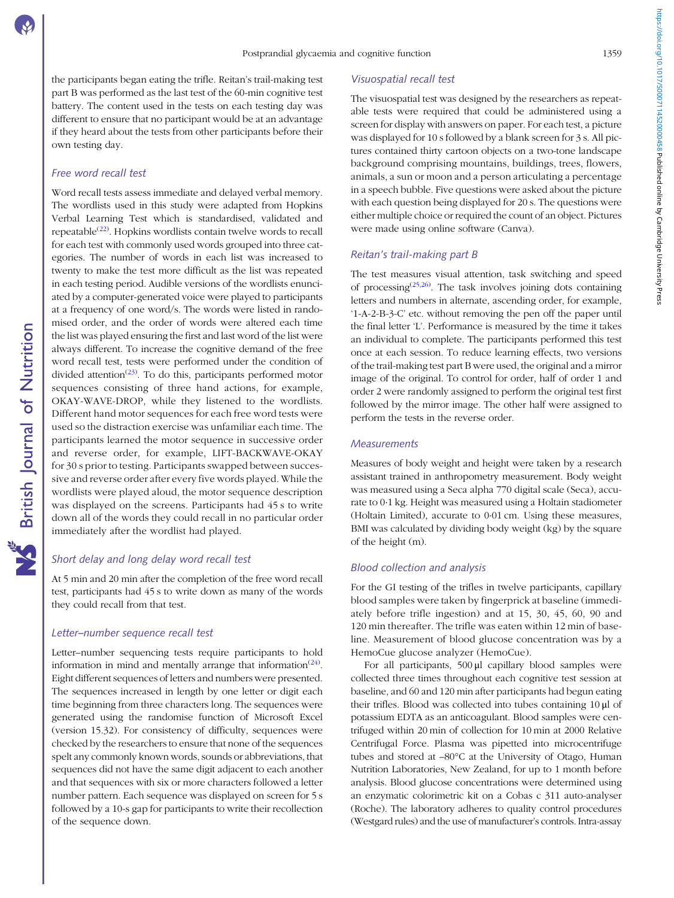the participants began eating the trifle. Reitan's trail-making test part B was performed as the last test of the 60-min cognitive test battery. The content used in the tests on each testing day was different to ensure that no participant would be at an advantage if they heard about the tests from other participants before their own testing day.

### Free word recall test

Word recall tests assess immediate and delayed verbal memory. The wordlists used in this study were adapted from Hopkins Verbal Learning Test which is standardised, validated and repeatable[22]. Hopkins wordlists contain twelve words to recall for each test with commonly used words grouped into three categories. The number of words in each list was increased to twenty to make the test more difficult as the list was repeated in each testing period. Audible versions of the wordlists enunciated by a computer-generated voice were played to participants at a frequency of one word/s. The words were listed in randomised order, and the order of words were altered each time the list was played ensuring the first and last word of the list were always different. To increase the cognitive demand of the free word recall test, tests were performed under the condition of divided attention[23]. To do this, participants performed motor sequences consisting of three hand actions, for example, OKAY-WAVE-DROP, while they listened to the wordlists. Different hand motor sequences for each free word tests were used so the distraction exercise was unfamiliar each time. The participants learned the motor sequence in successive order and reverse order, for example, LIFT-BACKWAVE-OKAY for 30 s prior to testing. Participants swapped between successive and reverse order after every five words played. While the wordlists were played aloud, the motor sequence description was displayed on the screens. Participants had 45 s to write down all of the words they could recall in no particular order immediately after the wordlist had played.

### Short delay and long delay word recall test

At 5 min and 20 min after the completion of the free word recall test, participants had 45 s to write down as many of the words they could recall from that test.

### Letter–number sequence recall test

Letter–number sequencing tests require participants to hold information in mind and mentally arrange that information[24]. Eight different sequences of letters and numbers were presented. The sequences increased in length by one letter or digit each time beginning from three characters long. The sequences were generated using the randomise function of Microsoft Excel (version 15.32). For consistency of difficulty, sequences were checked by the researchers to ensure that none of the sequences spelt any commonly known words, sounds or abbreviations, that sequences did not have the same digit adjacent to each another and that sequences with six or more characters followed a letter number pattern. Each sequence was displayed on screen for 5 s followed by a 10-s gap for participants to write their recollection of the sequence down.

### Visuospatial recall test

The visuospatial test was designed by the researchers as repeatable tests were required that could be administered using a screen for display with answers on paper. For each test, a picture was displayed for 10 s followed by a blank screen for 3 s. All pictures contained thirty cartoon objects on a two-tone landscape background comprising mountains, buildings, trees, flowers, animals, a sun or moon and a person articulating a percentage in a speech bubble. Five questions were asked about the picture with each question being displayed for 20 s. The questions were either multiple choice or required the count of an object. Pictures were made using online software (Canva).

### Reitan's trail-making part B

The test measures visual attention, task switching and speed of processing[25,26]. The task involves joining dots containing letters and numbers in alternate, ascending order, for example, '1-A-2-B-3-C' etc. without removing the pen off the paper until the final letter 'L'. Performance is measured by the time it takes an individual to complete. The participants performed this test once at each session. To reduce learning effects, two versions of the trail-making test part B were used, the original and a mirror image of the original. To control for order, half of order 1 and order 2 were randomly assigned to perform the original test first followed by the mirror image. The other half were assigned to perform the tests in the reverse order.

### Measurements

Measures of body weight and height were taken by a research assistant trained in anthropometry measurement. Body weight was measured using a Seca alpha 770 digital scale (Seca), accurate to 0·1 kg. Height was measured using a Holtain stadiometer (Holtain Limited), accurate to 0·01 cm. Using these measures, BMI was calculated by dividing body weight (kg) by the square of the height (m).

### Blood collection and analysis

For the GI testing of the trifles in twelve participants, capillary blood samples were taken by fingerprick at baseline (immediately before trifle ingestion) and at 15, 30, 45, 60, 90 and 120 min thereafter. The trifle was eaten within 12 min of baseline. Measurement of blood glucose concentration was by a HemoCue glucose analyzer (HemoCue).

For all participants, 500 µl capillary blood samples were collected three times throughout each cognitive test session at baseline, and 60 and 120 min after participants had begun eating their trifles. Blood was collected into tubes containing 10 µl of potassium EDTA as an anticoagulant. Blood samples were centrifuged within 20 min of collection for 10 min at 2000 Relative Centrifugal Force. Plasma was pipetted into microcentrifuge tubes and stored at –80°C at the University of Otago, Human Nutrition Laboratories, New Zealand, for up to 1 month before analysis. Blood glucose concentrations were determined using an enzymatic colorimetric kit on a Cobas c 311 auto-analyser (Roche). The laboratory adheres to quality control procedures (Westgard rules) and the use of manufacturer's controls. Intra-assay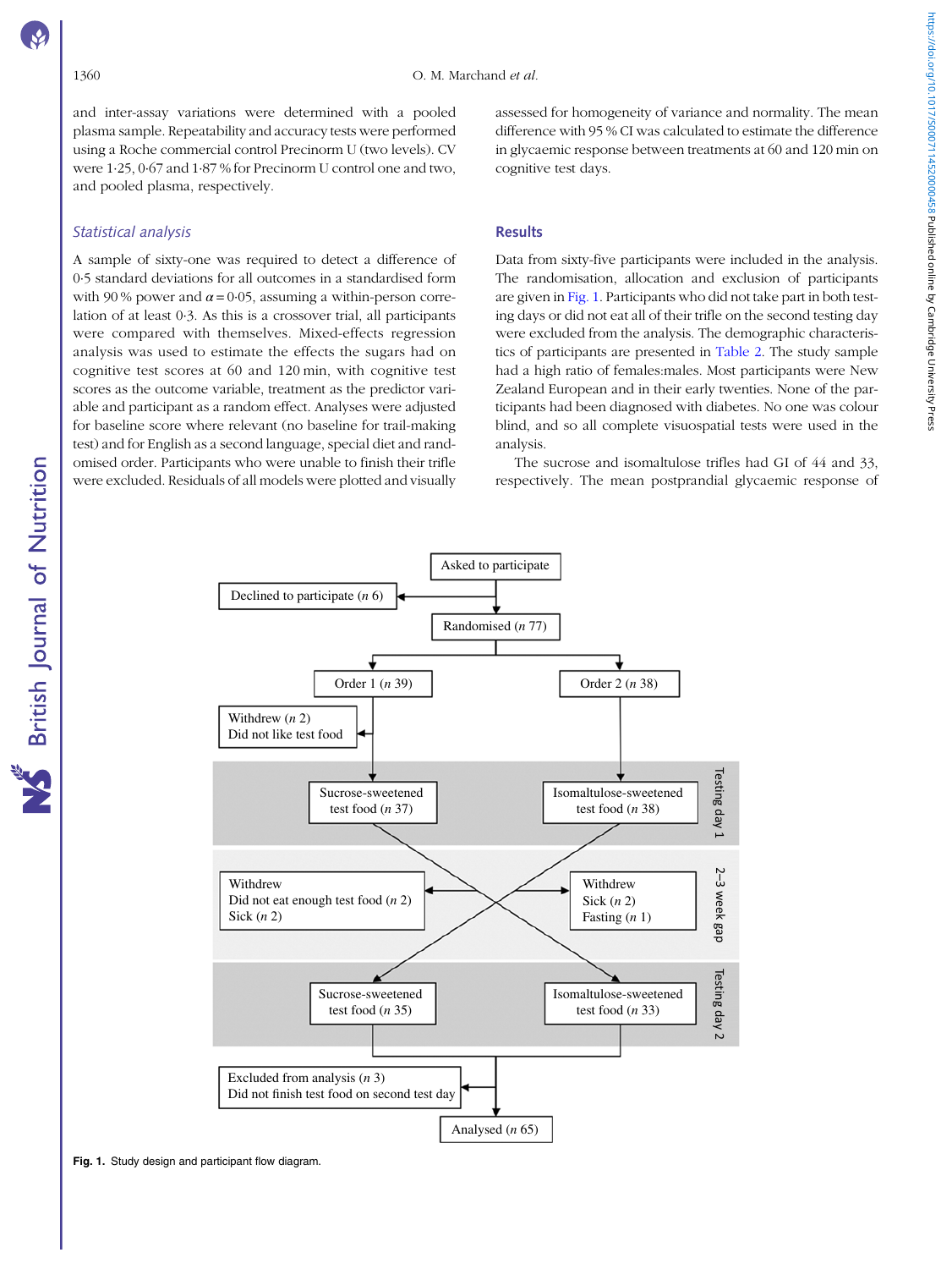and inter-assay variations were determined with a pooled plasma sample. Repeatability and accuracy tests were performed using a Roche commercial control Precinorm U (two levels). CV were 1·25, 0·67 and 1·87 % for Precinorm U control one and two, and pooled plasma, respectively.

### Statistical analysis

A sample of sixty-one was required to detect a difference of 0·5 standard deviations for all outcomes in a standardised form with 90 % power and $\alpha = 0{\cdot}05$, assuming a within-person correlation of at least 0·3. As this is a crossover trial, all participants were compared with themselves. Mixed-effects regression analysis was used to estimate the effects the sugars had on cognitive test scores at 60 and 120 min, with cognitive test scores as the outcome variable, treatment as the predictor variable and participant as a random effect. Analyses were adjusted for baseline score where relevant (no baseline for trail-making test) and for English as a second language, special diet and randomised order. Participants who were unable to finish their trifle were excluded. Residuals of all models were plotted and visually assessed for homogeneity of variance and normality. The mean difference with 95 % CI was calculated to estimate the difference in glycaemic response between treatments at 60 and 120 min on cognitive test days.

## Results

Data from sixty-five participants were included in the analysis. The randomisation, allocation and exclusion of participants are given in Fig. 1. Participants who did not take part in both testing days or did not eat all of their trifle on the second testing day were excluded from the analysis. The demographic characteristics of participants are presented in Table 2. The study sample had a high ratio of females:males. Most participants were New Zealand European and in their early twenties. None of the participants had been diagnosed with diabetes. No one was colour blind, and so all complete visuospatial tests were used in the analysis.

The sucrose and isomaltulose trifles had GI of 44 and 33, respectively. The mean postprandial glycaemic response of

Asked to participate → Declined to participate (*n* 6)

Randomised (*n* 77)

Order 1 (*n* 39) → Withdrew (*n* 2) Did not like test food

Order 2 (*n* 38)

Testing day 1: Sucrose-sweetened test food (*n* 37); Isomaltulose-sweetened test food (*n* 38)

2–3 week gap: Withdrew — Did not eat enough test food (*n* 2), Sick (*n* 2); Withdrew — Sick (*n* 2), Fasting (*n* 1)

Testing day 2: Sucrose-sweetened test food (*n* 35); Isomaltulose-sweetened test food (*n* 33)

Excluded from analysis (*n* 3) Did not finish test food on second test day

Analysed (*n* 65)

**Fig. 1.** Study design and participant flow diagram.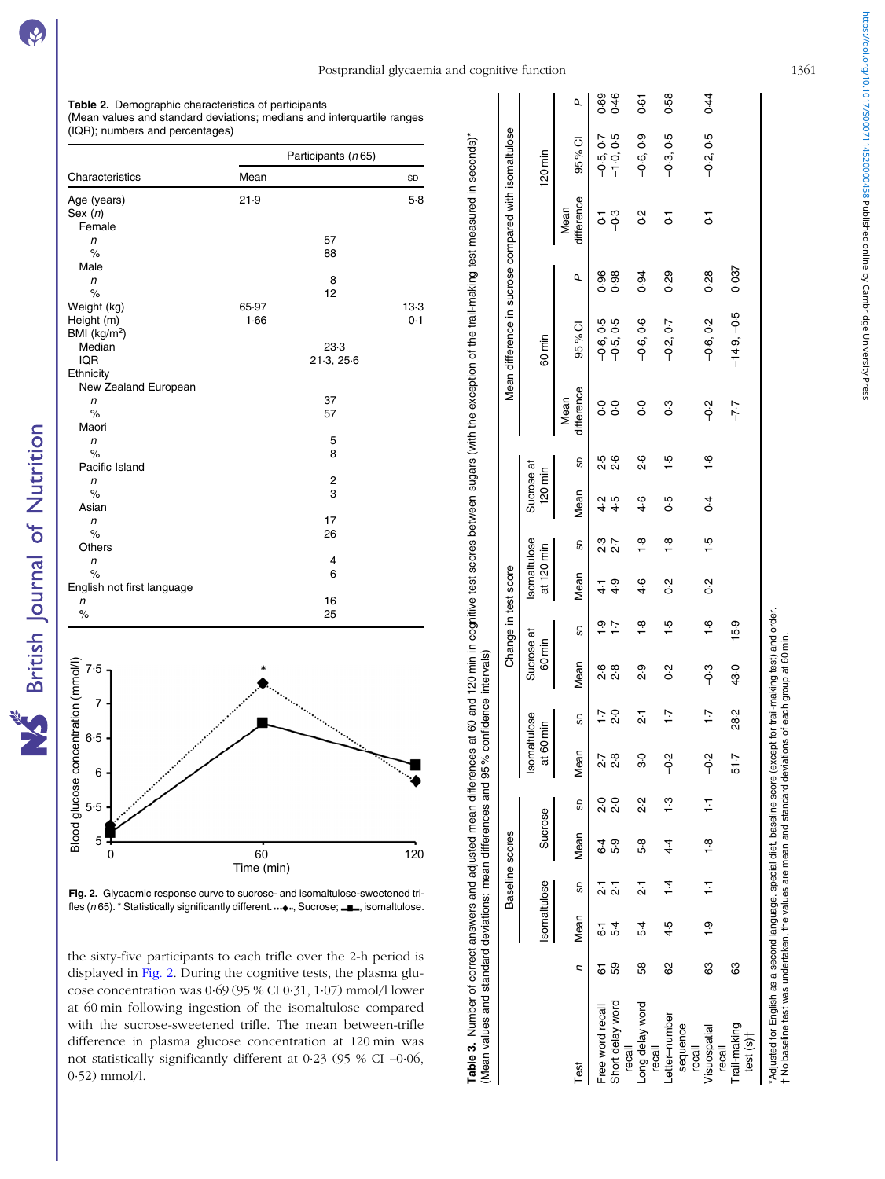**Table 2.** Demographic characteristics of participants
(Mean values and standard deviations; medians and interquartile ranges (IQR); numbers and percentages)

| Characteristics | Participants (n 65) | |
|---|---|---|
| | Mean | SD |
| Age (years) | 21·9 | 5·8 |
| Sex (n) | | |
| Female | | |
| n | 57 | |
| % | 88 | |
| Male | | |
| n | 8 | |
| % | 12 | |
| Weight (kg) | 65·97 | 13·3 |
| Height (m) | 1·66 | 0·1 |
| BMI (kg/m$^2$) | | |
| Median | 23·3 | |
| IQR | 21·3, 25·6 | |
| Ethnicity | | |
| New Zealand European | | |
| n | 37 | |
| % | 57 | |
| Maori | | |
| n | 5 | |
| % | 8 | |
| Pacific Island | | |
| n | 2 | |
| % | 3 | |
| Asian | | |
| n | 17 | |
| % | 26 | |
| Others | | |
| n | 4 | |
| % | 6 | |
| English not first language | | |
| n | 16 | |
| % | 25 | |

**Fig. 2.** Glycaemic response curve to sucrose- and isomaltulose-sweetened trifles (n 65). * Statistically significantly different. ···◆···, Sucrose; —■—, isomaltulose.

the sixty-five participants to each trifle over the 2-h period is displayed in Fig. 2. During the cognitive tests, the plasma glucose concentration was 0·69 (95 % CI 0·31, 1·07) mmol/l lower at 60 min following ingestion of the isomaltulose compared with the sucrose-sweetened trifle. The mean between-trifle difference in plasma glucose concentration at 120 min was not statistically significantly different at 0·23 (95 % CI –0·06, 0·52) mmol/l.

**Table 3.** Number of correct answers and adjusted mean differences at 60 and 120 min in cognitive test scores between sugars (with the exception of the trail-making test measured in seconds)*
(Mean values and standard deviations; mean differences and 95 % confidence intervals)

| | | Baseline scores | | | | Change in test score | | | | | | | | Mean difference in sucrose compared with isomaltulose | | | | | |
|---|---|---|---|---|---|---|---|---|---|---|---|---|---|---|---|---|---|---|---|
| | | Isomaltulose | | Sucrose | | Isomaltulose at 60 min | | Sucrose at 60 min | | Isomaltulose at 120 min | | Sucrose at 120 min | | 60 min | | | 120 min | | |
| Test | n | Mean | SD | Mean | SD | Mean | SD | Mean | SD | Mean | SD | Mean | SD | Mean difference | 95 % CI | P | Mean difference | 95 % CI | P |
| Free word recall | 61 | 6·1 | 2·1 | 6·4 | 2·0 | 2·7 | 1·7 | 2·6 | 1·9 | 4·1 | 2·3 | 4·2 | 2·5 | 0·0 | –0·6, 0·5 | 0·96 | 0·1 | –0·5, 0·7 | 0·69 |
| Short delay word recall | 59 | 5·4 | 2·1 | 5·9 | 2·0 | 2·8 | 2·0 | 2·8 | 1·7 | 4·9 | 2·7 | 4·5 | 2·6 | 0·0 | –0·5, 0·5 | 0·98 | –0·3 | –1·0, 0·5 | 0·46 |
| Long delay word recall | 58 | 5·4 | 2·1 | 5·8 | 2·2 | 3·0 | 2·1 | 2·9 | 1·8 | 4·6 | 1·8 | 4·6 | 2·6 | 0·0 | –0·6, 0·6 | 0·94 | 0·2 | –0·6, 0·9 | 0·61 |
| Letter–number sequence recall | 62 | 4·5 | 1·4 | 4·4 | 1·3 | –0·2 | 1·7 | 0·2 | 1·5 | 0·2 | 1·8 | 0·5 | 1·5 | 0·3 | –0·2, 0·7 | 0·29 | 0·1 | –0·3, 0·5 | 0·58 |
| Visuospatial recall | 63 | 1·9 | 1·1 | 1·8 | 1·1 | –0·2 | 1·7 | –0·3 | 1·6 | 0·2 | 1·5 | 0·4 | 1·6 | –0·2 | –0·6, 0·2 | 0·28 | 0·1 | –0·2, 0·5 | 0·44 |
| Trail-making test (s)† | 63 | | | | | 51·7 | 28·2 | 43·0 | 15·9 | | | | | –7·7 | –14·9, –0·5 | 0·037 | | | |

\*Adjusted for English as a second language, special diet, baseline score (except for trail-making test) and order.
† No baseline test was undertaken, the values are mean and standard deviations of each group at 60 min.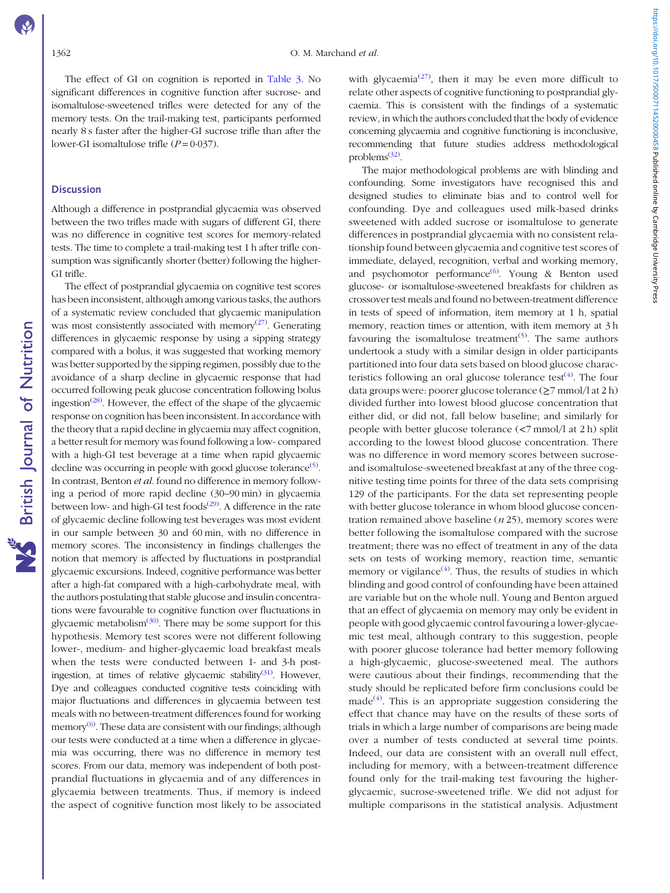The effect of GI on cognition is reported in Table 3. No significant differences in cognitive function after sucrose- and isomaltulose-sweetened trifles were detected for any of the memory tests. On the trail-making test, participants performed nearly 8 s faster after the higher-GI sucrose trifle than after the lower-GI isomaltulose trifle ($P = 0{\cdot}037$).

## Discussion

Although a difference in postprandial glycaemia was observed between the two trifles made with sugars of different GI, there was no difference in cognitive test scores for memory-related tests. The time to complete a trail-making test 1 h after trifle consumption was significantly shorter (better) following the higher-GI trifle.

The effect of postprandial glycaemia on cognitive test scores has been inconsistent, although among various tasks, the authors of a systematic review concluded that glycaemic manipulation was most consistently associated with memory[27]. Generating differences in glycaemic response by using a sipping strategy compared with a bolus, it was suggested that working memory was better supported by the sipping regimen, possibly due to the avoidance of a sharp decline in glycaemic response that had occurred following peak glucose concentration following bolus ingestion[28]. However, the effect of the shape of the glycaemic response on cognition has been inconsistent. In accordance with the theory that a rapid decline in glycaemia may affect cognition, a better result for memory was found following a low- compared with a high-GI test beverage at a time when rapid glycaemic decline was occurring in people with good glucose tolerance[5]. In contrast, Benton *et al.* found no difference in memory following a period of more rapid decline (30–90 min) in glycaemia between low- and high-GI test foods[29]. A difference in the rate of glycaemic decline following test beverages was most evident in our sample between 30 and 60 min, with no difference in memory scores. The inconsistency in findings challenges the notion that memory is affected by fluctuations in postprandial glycaemic excursions. Indeed, cognitive performance was better after a high-fat compared with a high-carbohydrate meal, with the authors postulating that stable glucose and insulin concentrations were favourable to cognitive function over fluctuations in glycaemic metabolism[30]. There may be some support for this hypothesis. Memory test scores were not different following lower-, medium- and higher-glycaemic load breakfast meals when the tests were conducted between 1- and 3-h post-ingestion, at times of relative glycaemic stability[31]. However, Dye and colleagues conducted cognitive tests coinciding with major fluctuations and differences in glycaemia between test meals with no between-treatment differences found for working memory[6]. These data are consistent with our findings; although our tests were conducted at a time when a difference in glycaemia was occurring, there was no difference in memory test scores. From our data, memory was independent of both postprandial fluctuations in glycaemia and of any differences in glycaemia between treatments. Thus, if memory is indeed the aspect of cognitive function most likely to be associated with glycaemia[27], then it may be even more difficult to relate other aspects of cognitive functioning to postprandial glycaemia. This is consistent with the findings of a systematic review, in which the authors concluded that the body of evidence concerning glycaemia and cognitive functioning is inconclusive, recommending that future studies address methodological problems[32].

The major methodological problems are with blinding and confounding. Some investigators have recognised this and designed studies to eliminate bias and to control well for confounding. Dye and colleagues used milk-based drinks sweetened with added sucrose or isomaltulose to generate differences in postprandial glycaemia with no consistent relationship found between glycaemia and cognitive test scores of immediate, delayed, recognition, verbal and working memory, and psychomotor performance[6]. Young & Benton used glucose- or isomaltulose-sweetened breakfasts for children as crossover test meals and found no between-treatment difference in tests of speed of information, item memory at 1 h, spatial memory, reaction times or attention, with item memory at 3 h favouring the isomaltulose treatment[5]. The same authors undertook a study with a similar design in older participants partitioned into four data sets based on blood glucose characteristics following an oral glucose tolerance test[4]. The four data groups were: poorer glucose tolerance (≥7 mmol/l at 2 h) divided further into lowest blood glucose concentration that either did, or did not, fall below baseline; and similarly for people with better glucose tolerance (<7 mmol/l at 2 h) split according to the lowest blood glucose concentration. There was no difference in word memory scores between sucrose- and isomaltulose-sweetened breakfast at any of the three cognitive testing time points for three of the data sets comprising 129 of the participants. For the data set representing people with better glucose tolerance in whom blood glucose concentration remained above baseline (*n* 25), memory scores were better following the isomaltulose compared with the sucrose treatment; there was no effect of treatment in any of the data sets on tests of working memory, reaction time, semantic memory or vigilance[4]. Thus, the results of studies in which blinding and good control of confounding have been attained are variable but on the whole null. Young and Benton argued that an effect of glycaemia on memory may only be evident in people with good glycaemic control favouring a lower-glycaemic test meal, although contrary to this suggestion, people with poorer glucose tolerance had better memory following a high-glycaemic, glucose-sweetened meal. The authors were cautious about their findings, recommending that the study should be replicated before firm conclusions could be made[4]. This is an appropriate suggestion considering the effect that chance may have on the results of these sorts of trials in which a large number of comparisons are being made over a number of tests conducted at several time points. Indeed, our data are consistent with an overall null effect, including for memory, with a between-treatment difference found only for the trail-making test favouring the higher-glycaemic, sucrose-sweetened trifle. We did not adjust for multiple comparisons in the statistical analysis. Adjustment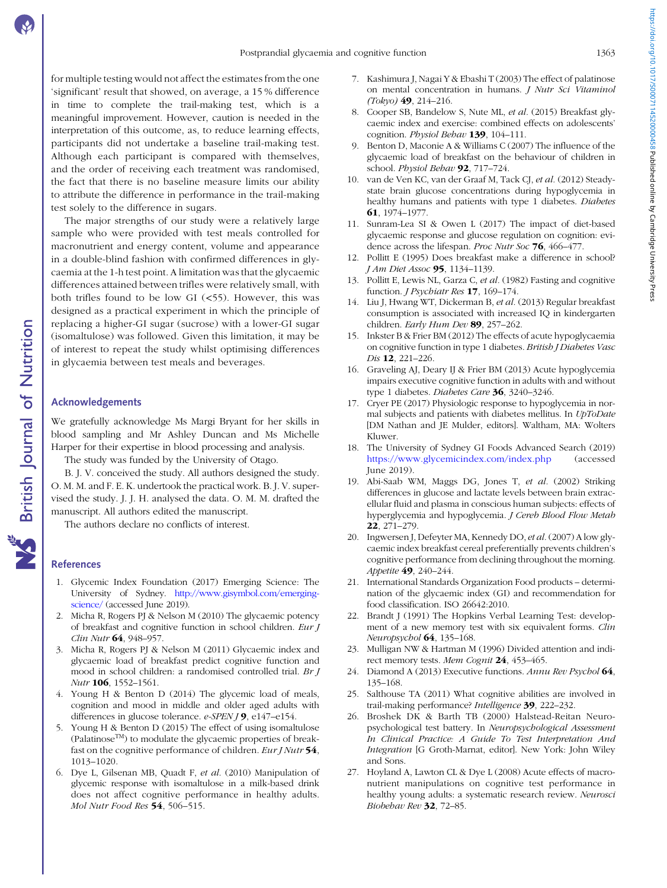for multiple testing would not affect the estimates from the one 'significant' result that showed, on average, a 15 % difference in time to complete the trail-making test, which is a meaningful improvement. However, caution is needed in the interpretation of this outcome, as, to reduce learning effects, participants did not undertake a baseline trail-making test. Although each participant is compared with themselves, and the order of receiving each treatment was randomised, the fact that there is no baseline measure limits our ability to attribute the difference in performance in the trail-making test solely to the difference in sugars.

The major strengths of our study were a relatively large sample who were provided with test meals controlled for macronutrient and energy content, volume and appearance in a double-blind fashion with confirmed differences in glycaemia at the 1-h test point. A limitation was that the glycaemic differences attained between trifles were relatively small, with both trifles found to be low GI (<55). However, this was designed as a practical experiment in which the principle of replacing a higher-GI sugar (sucrose) with a lower-GI sugar (isomaltulose) was followed. Given this limitation, it may be of interest to repeat the study whilst optimising differences in glycaemia between test meals and beverages.

## Acknowledgements

We gratefully acknowledge Ms Margi Bryant for her skills in blood sampling and Mr Ashley Duncan and Ms Michelle Harper for their expertise in blood processing and analysis.

The study was funded by the University of Otago.

B. J. V. conceived the study. All authors designed the study. O. M. M. and F. E. K. undertook the practical work. B. J. V. supervised the study. J. J. H. analysed the data. O. M. M. drafted the manuscript. All authors edited the manuscript.

The authors declare no conflicts of interest.

## References

1. Glycemic Index Foundation (2017) Emerging Science: The University of Sydney. http://www.gisymbol.com/emerging-science/ (accessed June 2019).
2. Micha R, Rogers PJ & Nelson M (2010) The glycaemic potency of breakfast and cognitive function in school children. *Eur J Clin Nutr* **64**, 948–957.
3. Micha R, Rogers PJ & Nelson M (2011) Glycaemic index and glycaemic load of breakfast predict cognitive function and mood in school children: a randomised controlled trial. *Br J Nutr* **106**, 1552–1561.
4. Young H & Benton D (2014) The glycemic load of meals, cognition and mood in middle and older aged adults with differences in glucose tolerance. *e-SPEN J* **9**, e147–e154.
5. Young H & Benton D (2015) The effect of using isomaltulose (Palatinose™) to modulate the glycaemic properties of breakfast on the cognitive performance of children. *Eur J Nutr* **54**, 1013–1020.
6. Dye L, Gilsenan MB, Quadt F, *et al.* (2010) Manipulation of glycemic response with isomaltulose in a milk-based drink does not affect cognitive performance in healthy adults. *Mol Nutr Food Res* **54**, 506–515.
7. Kashimura J, Nagai Y & Ebashi T (2003) The effect of palatinose on mental concentration in humans. *J Nutr Sci Vitaminol (Tokyo)* **49**, 214–216.
8. Cooper SB, Bandelow S, Nute ML, *et al.* (2015) Breakfast glycaemic index and exercise: combined effects on adolescents' cognition. *Physiol Behav* **139**, 104–111.
9. Benton D, Maconie A & Williams C (2007) The influence of the glycaemic load of breakfast on the behaviour of children in school. *Physiol Behav* **92**, 717–724.
10. van de Ven KC, van der Graaf M, Tack CJ, *et al.* (2012) Steady-state brain glucose concentrations during hypoglycemia in healthy humans and patients with type 1 diabetes. *Diabetes* **61**, 1974–1977.
11. Sunram-Lea SI & Owen L (2017) The impact of diet-based glycaemic response and glucose regulation on cognition: evidence across the lifespan. *Proc Nutr Soc* **76**, 466–477.
12. Pollitt E (1995) Does breakfast make a difference in school? *J Am Diet Assoc* **95**, 1134–1139.
13. Pollitt E, Lewis NL, Garza C, *et al.* (1982) Fasting and cognitive function. *J Psychiatr Res* **17**, 169–174.
14. Liu J, Hwang WT, Dickerman B, *et al.* (2013) Regular breakfast consumption is associated with increased IQ in kindergarten children. *Early Hum Dev* **89**, 257–262.
15. Inkster B & Frier BM (2012) The effects of acute hypoglycaemia on cognitive function in type 1 diabetes. *British J Diabetes Vasc Dis* **12**, 221–226.
16. Graveling AJ, Deary IJ & Frier BM (2013) Acute hypoglycemia impairs executive cognitive function in adults with and without type 1 diabetes. *Diabetes Care* **36**, 3240–3246.
17. Cryer PE (2017) Physiologic response to hypoglycemia in normal subjects and patients with diabetes mellitus. In *UpToDate* [DM Nathan and JE Mulder, editors]. Waltham, MA: Wolters Kluwer.
18. The University of Sydney GI Foods Advanced Search (2019) https://www.glycemicindex.com/index.php (accessed June 2019).
19. Abi-Saab WM, Maggs DG, Jones T, *et al.* (2002) Striking differences in glucose and lactate levels between brain extracellular fluid and plasma in conscious human subjects: effects of hyperglycemia and hypoglycemia. *J Cereb Blood Flow Metab* **22**, 271–279.
20. Ingwersen J, Defeyter MA, Kennedy DO, *et al.* (2007) A low glycaemic index breakfast cereal preferentially prevents children's cognitive performance from declining throughout the morning. *Appetite* **49**, 240–244.
21. International Standards Organization Food products – determination of the glycaemic index (GI) and recommendation for food classification. ISO 26642:2010.
22. Brandt J (1991) The Hopkins Verbal Learning Test: development of a new memory test with six equivalent forms. *Clin Neuropsychol* **64**, 135–168.
23. Mulligan NW & Hartman M (1996) Divided attention and indirect memory tests. *Mem Cognit* **24**, 453–465.
24. Diamond A (2013) Executive functions. *Annu Rev Psychol* **64**, 135–168.
25. Salthouse TA (2011) What cognitive abilities are involved in trail-making performance? *Intelligence* **39**, 222–232.
26. Broshek DK & Barth TB (2000) Halstead-Reitan Neuropsychological test battery. In *Neuropsychological Assessment In Clinical Practice: A Guide To Test Interpretation And Integration* [G Groth-Marnat, editor]. New York: John Wiley and Sons.
27. Hoyland A, Lawton CL & Dye L (2008) Acute effects of macronutrient manipulations on cognitive test performance in healthy young adults: a systematic research review. *Neurosci Biobehav Rev* **32**, 72–85.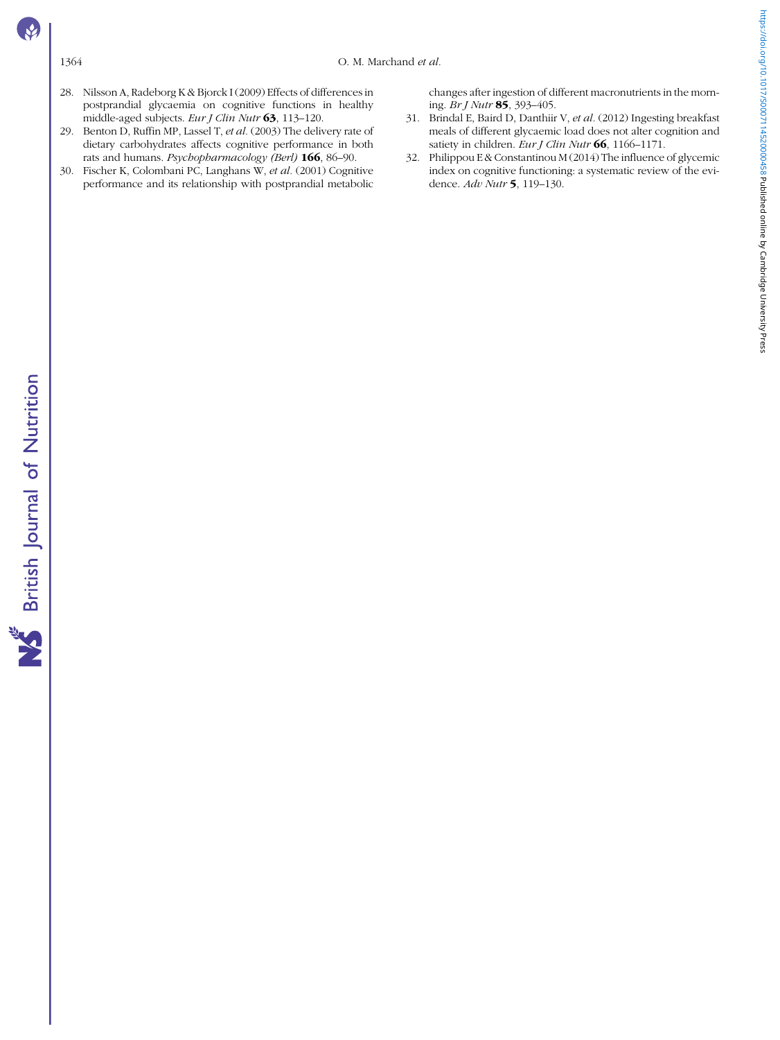28. Nilsson A, Radeborg K & Bjorck I (2009) Effects of differences in postprandial glycaemia on cognitive functions in healthy middle-aged subjects. *Eur J Clin Nutr* **63**, 113–120.
29. Benton D, Ruffin MP, Lassel T, *et al.* (2003) The delivery rate of dietary carbohydrates affects cognitive performance in both rats and humans. *Psychopharmacology (Berl)* **166**, 86–90.
30. Fischer K, Colombani PC, Langhans W, *et al.* (2001) Cognitive performance and its relationship with postprandial metabolic changes after ingestion of different macronutrients in the morning. *Br J Nutr* **85**, 393–405.
31. Brindal E, Baird D, Danthiir V, *et al.* (2012) Ingesting breakfast meals of different glycaemic load does not alter cognition and satiety in children. *Eur J Clin Nutr* **66**, 1166–1171.
32. Philippou E & Constantinou M (2014) The influence of glycemic index on cognitive functioning: a systematic review of the evidence. *Adv Nutr* **5**, 119–130.